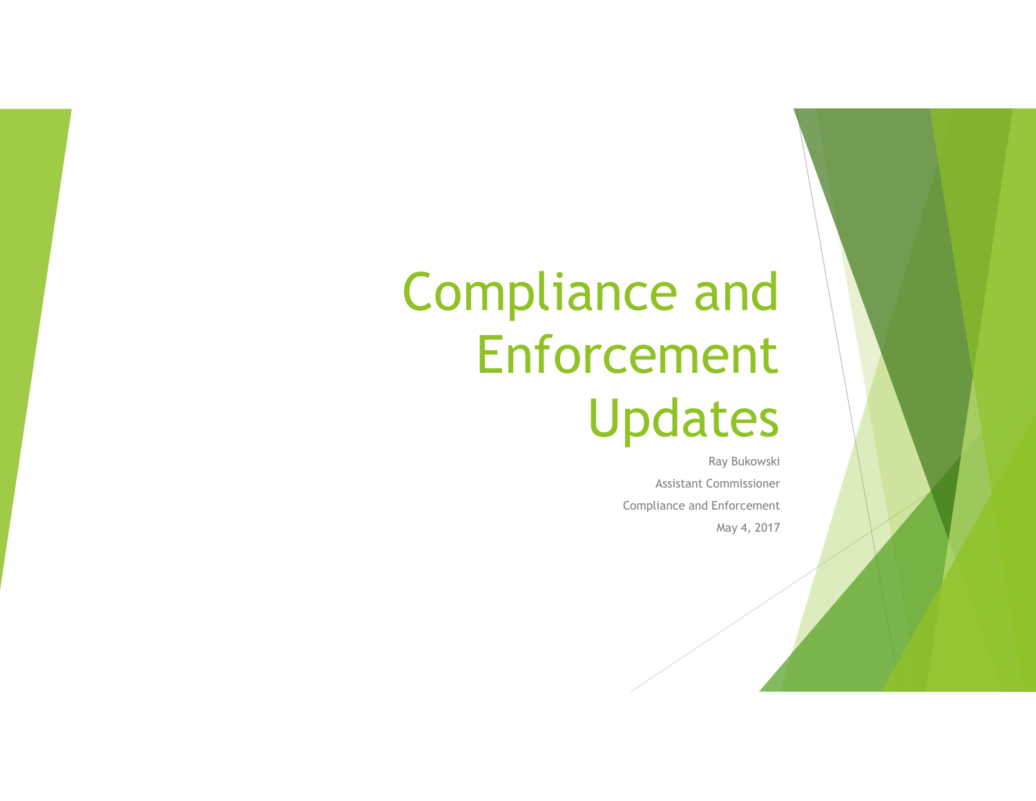# Compliance and Enforcement Updates

Ray Bukowski

Assistant Commissioner

Compliance and Enforcement

May 4, 2017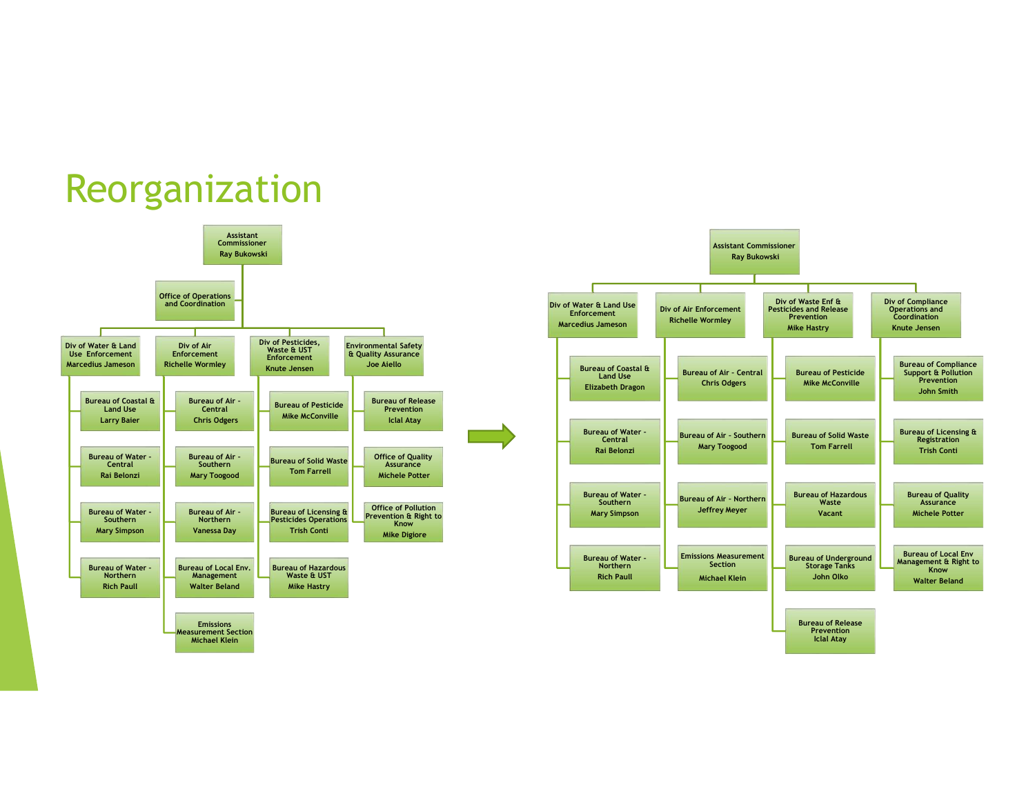# Reorganization

**Before:**

- Assistant Commissioner — Ray Bukowski
  - Office of Operations and Coordination
  - Div of Water & Land Use Enforcement — Marcedius Jameson
    - Bureau of Coastal & Land Use — Larry Baier
    - Bureau of Water - Central — Rai Belonzi
    - Bureau of Water - Southern — Mary Simpson
    - Bureau of Water - Northern — Rich Paull
  - Div of Air Enforcement — Richelle Wormley
    - Bureau of Air - Central — Chris Odgers
    - Bureau of Air - Southern — Mary Toogood
    - Bureau of Air - Northern — Vanessa Day
    - Bureau of Local Env. Management — Walter Beland
    - Emissions Measurement Section — Michael Klein
  - Div of Pesticides, Waste & UST Enforcement — Knute Jensen
    - Bureau of Pesticide — Mike McConville
    - Bureau of Solid Waste — Tom Farrell
    - Bureau of Licensing & Pesticides Operations — Trish Conti
    - Bureau of Hazardous Waste & UST — Mike Hastry
  - Environmental Safety & Quality Assurance — Joe Aiello
    - Bureau of Release Prevention — Iclal Atay
    - Office of Quality Assurance — Michele Potter
    - Office of Pollution Prevention & Right to Know — Mike Digiore

**After:**

- Assistant Commissioner — Ray Bukowski
  - Div of Water & Land Use Enforcement — Marcedius Jameson
    - Bureau of Coastal & Land Use — Elizabeth Dragon
    - Bureau of Water - Central — Rai Belonzi
    - Bureau of Water - Southern — Mary Simpson
    - Bureau of Water - Northern — Rich Paull
  - Div of Air Enforcement — Richelle Wormley
    - Bureau of Air - Central — Chris Odgers
    - Bureau of Air - Southern — Mary Toogood
    - Bureau of Air - Northern — Jeffrey Meyer
    - Emissions Measurement Section — Michael Klein
  - Div of Waste Enf & Pesticides and Release Prevention — Mike Hastry
    - Bureau of Pesticide — Mike McConville
    - Bureau of Solid Waste — Tom Farrell
    - Bureau of Hazardous Waste — Vacant
    - Bureau of Underground Storage Tanks — John Olko
    - Bureau of Release Prevention — Iclal Atay
  - Div of Compliance Operations and Coordination — Knute Jensen
    - Bureau of Compliance Support & Pollution Prevention — John Smith
    - Bureau of Licensing & Registration — Trish Conti
    - Bureau of Quality Assurance — Michele Potter
    - Bureau of Local Env Management & Right to Know — Walter Beland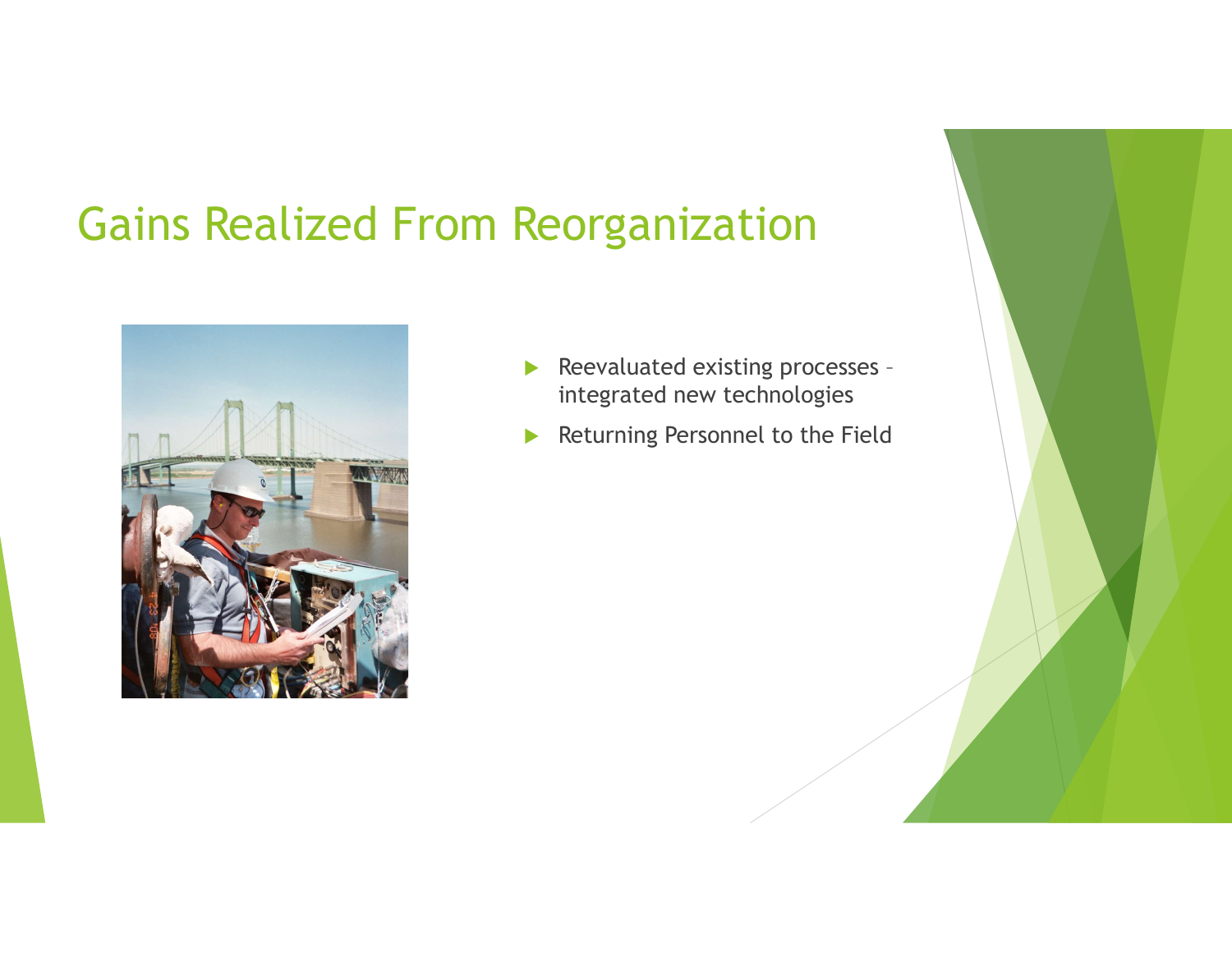# Gains Realized From Reorganization

- Reevaluated existing processes – integrated new technologies
- Returning Personnel to the Field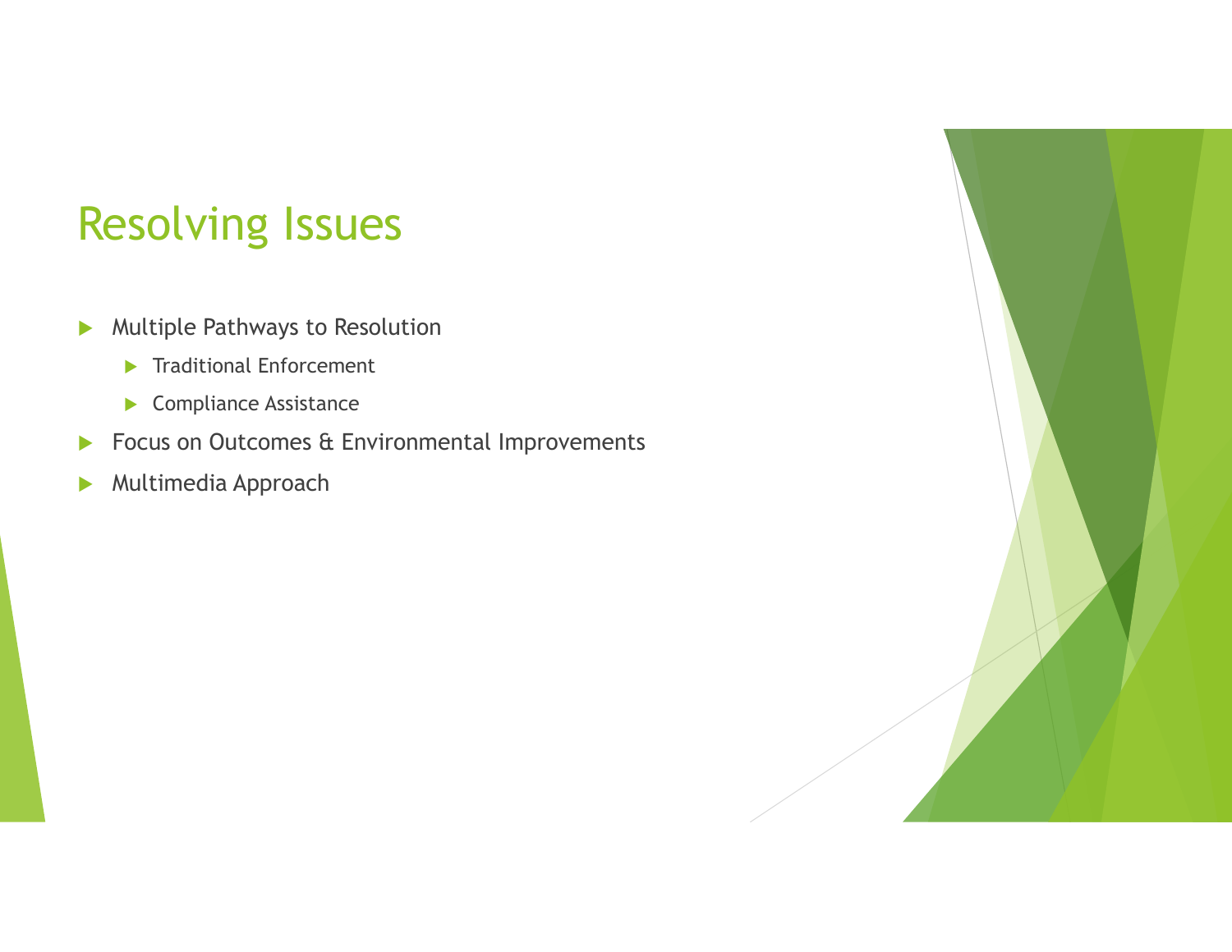# Resolving Issues

- Multiple Pathways to Resolution
  - Traditional Enforcement
  - Compliance Assistance
- Focus on Outcomes & Environmental Improvements
- Multimedia Approach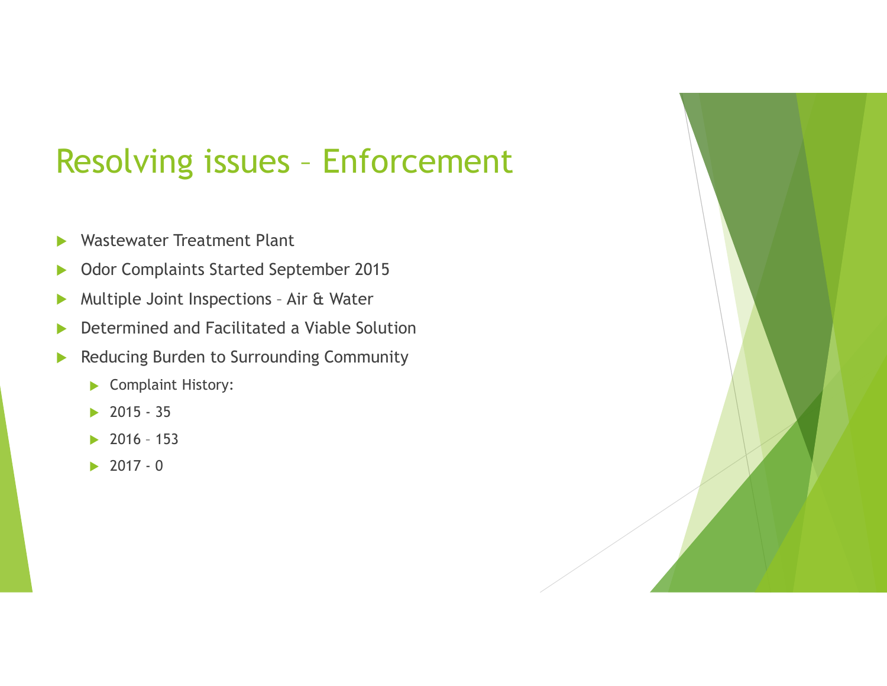# Resolving issues – Enforcement

- Wastewater Treatment Plant
- Odor Complaints Started September 2015
- Multiple Joint Inspections – Air & Water
- Determined and Facilitated a Viable Solution
- Reducing Burden to Surrounding Community
  - Complaint History:
  - 2015 - 35
  - 2016 – 153
  - 2017 - 0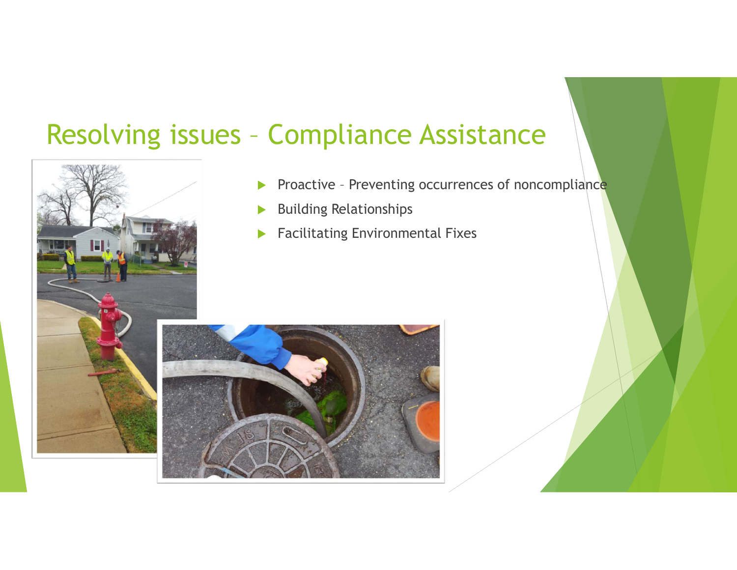# Resolving issues – Compliance Assistance

- Proactive – Preventing occurrences of noncompliance
- Building Relationships
- Facilitating Environmental Fixes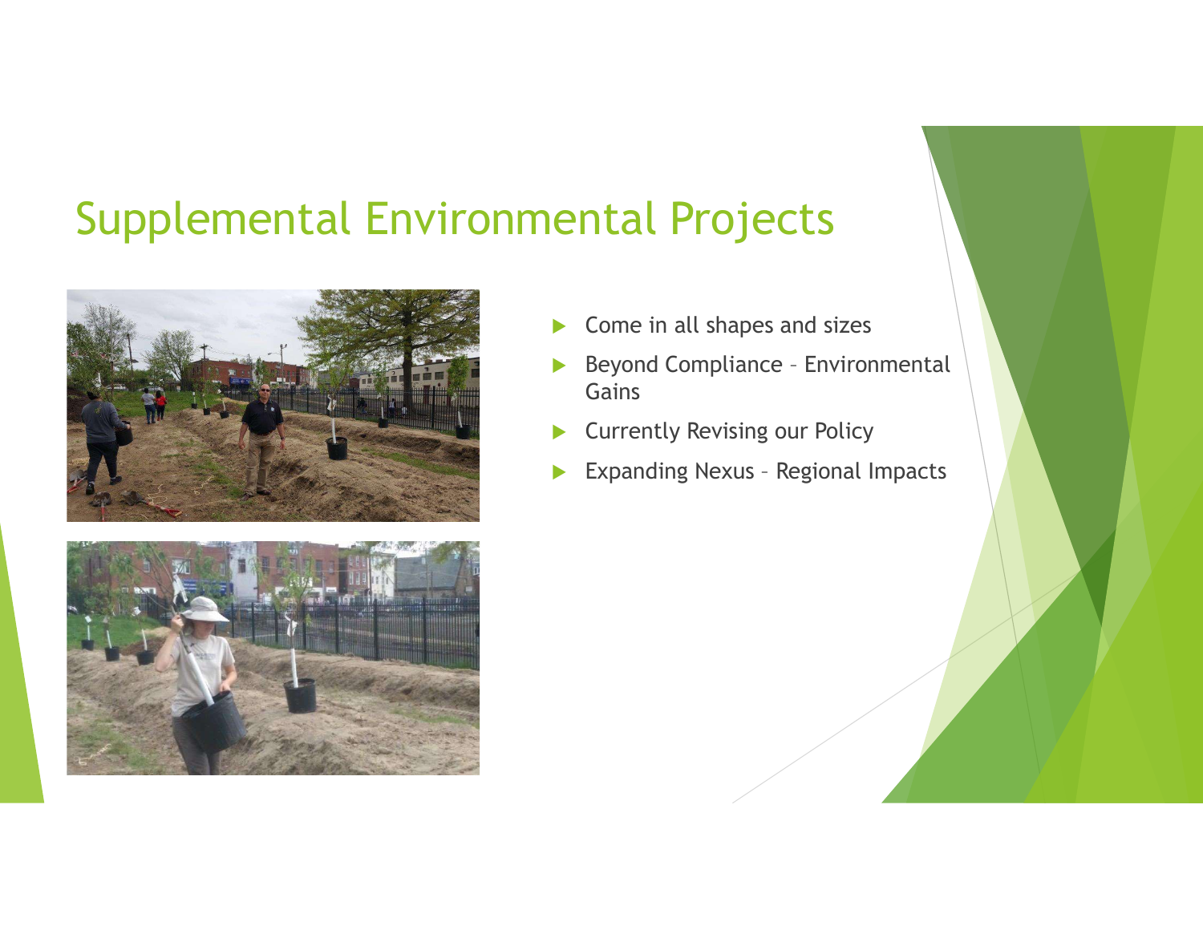# Supplemental Environmental Projects

- Come in all shapes and sizes
- Beyond Compliance – Environmental Gains
- Currently Revising our Policy
- Expanding Nexus – Regional Impacts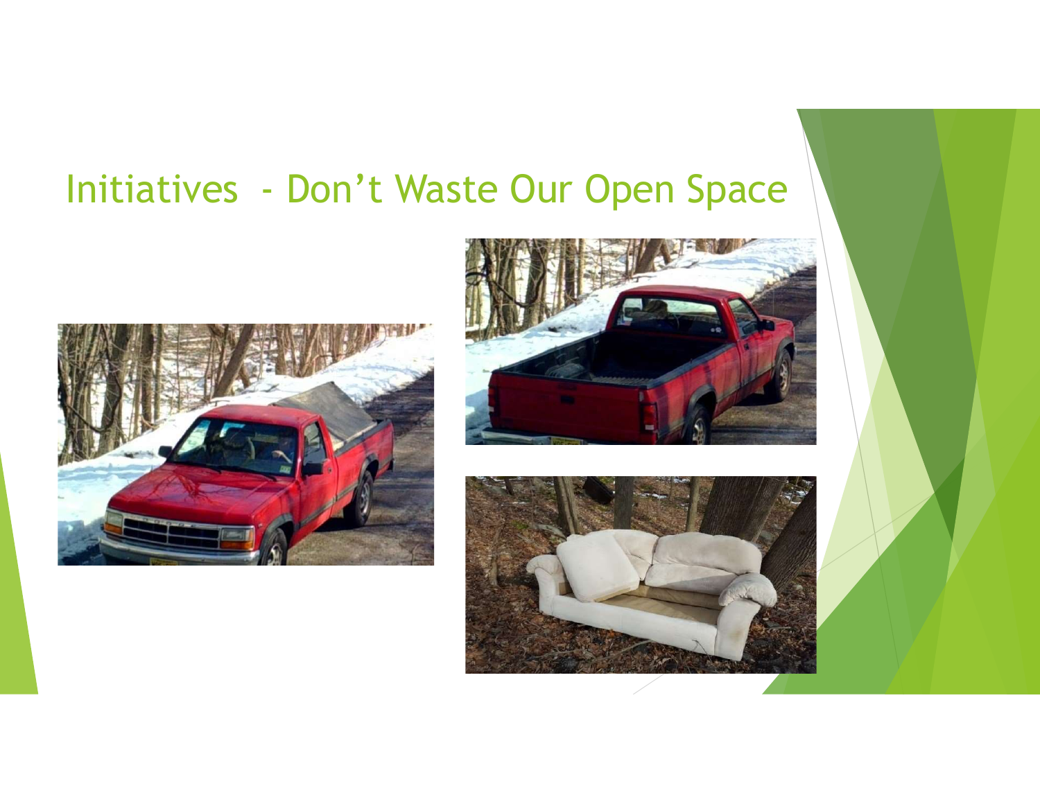# Initiatives - Don’t Waste Our Open Space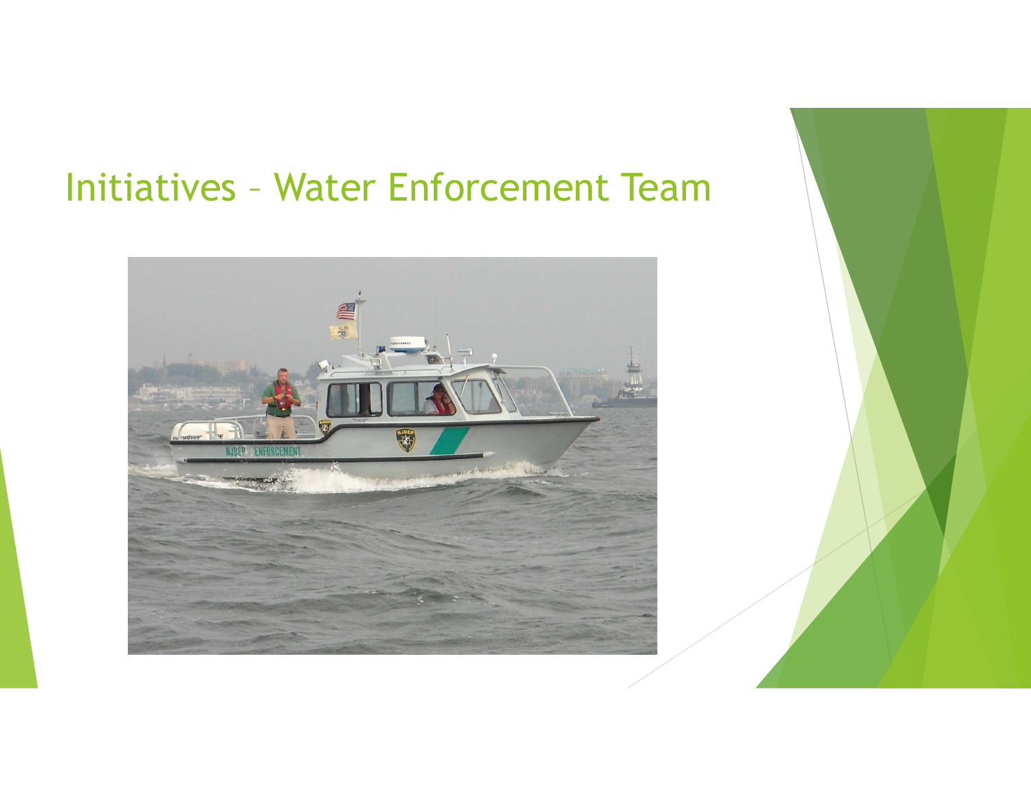# Initiatives – Water Enforcement Team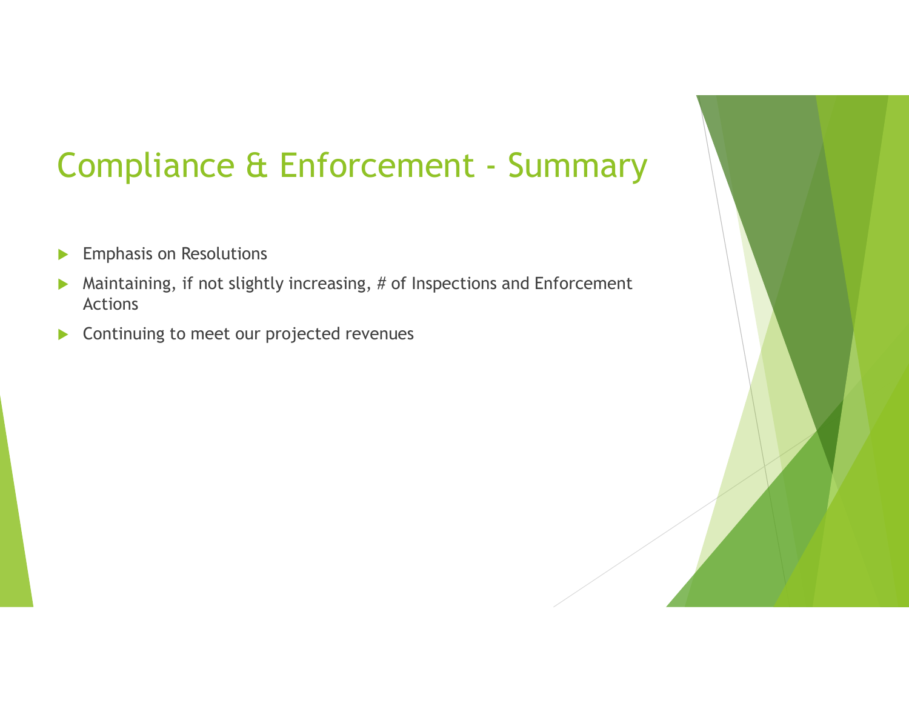# Compliance & Enforcement - Summary

- Emphasis on Resolutions
- Maintaining, if not slightly increasing, # of Inspections and Enforcement Actions
- Continuing to meet our projected revenues